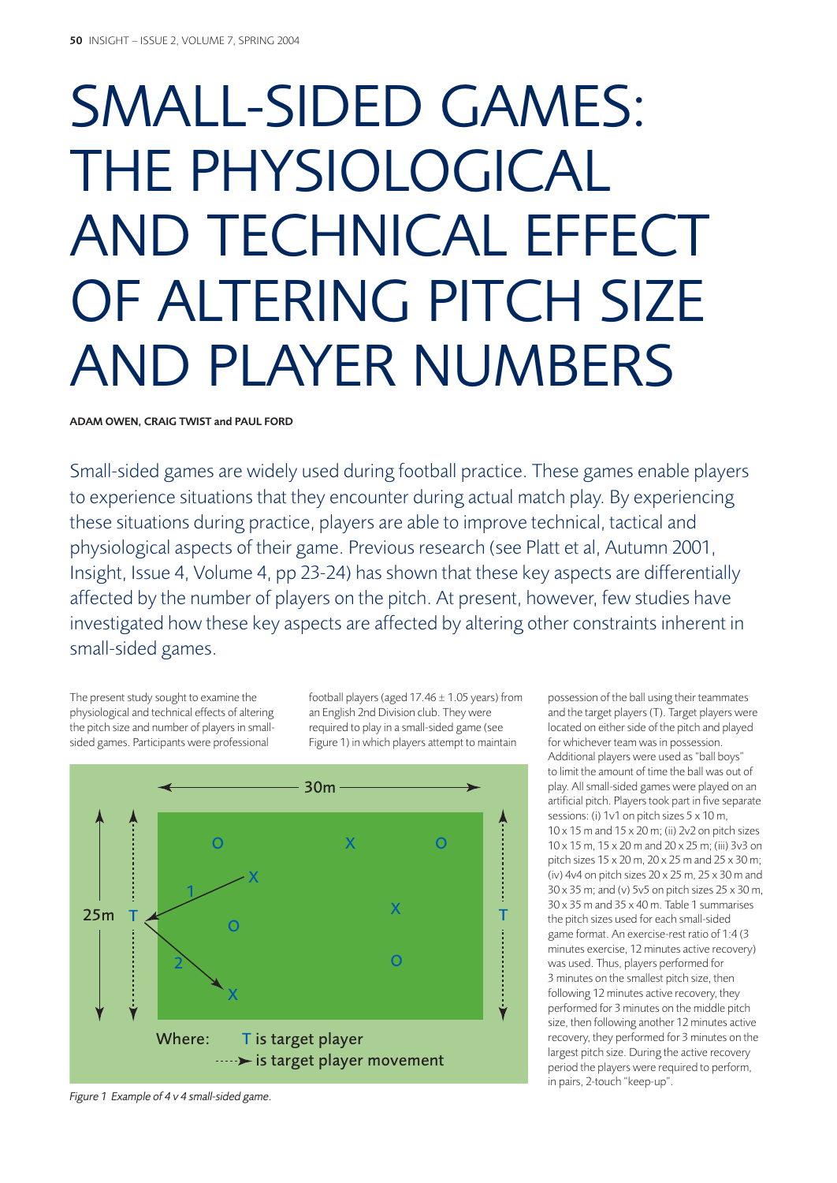# SMALL-SIDED GAMES: THE PHYSIOLOGICAL AND TECHNICAL EFFECT OF ALTERING PITCH SIZE AND PLAYER NUMBERS

**ADAM OWEN, CRAIG TWIST and PAUL FORD**

Small-sided games are widely used during football practice. These games enable players to experience situations that they encounter during actual match play. By experiencing these situations during practice, players are able to improve technical, tactical and physiological aspects of their game. Previous research (see Platt et al, Autumn 2001, Insight, Issue 4, Volume 4, pp 23-24) has shown that these key aspects are differentially affected by the number of players on the pitch. At present, however, few studies have investigated how these key aspects are affected by altering other constraints inherent in small-sided games.

The present study sought to examine the physiological and technical effects of altering the pitch size and number of players in small-sided games. Participants were professional football players (aged 17.46 ± 1.05 years) from an English 2nd Division club. They were required to play in a small-sided game (see Figure 1) in which players attempt to maintain possession of the ball using their teammates and the target players (T). Target players were located on either side of the pitch and played for whichever team was in possession. Additional players were used as "ball boys" to limit the amount of time the ball was out of play. All small-sided games were played on an artificial pitch. Players took part in five separate sessions: (i) 1v1 on pitch sizes 5 x 10 m, 10 x 15 m and 15 x 20 m; (ii) 2v2 on pitch sizes 10 x 15 m, 15 x 20 m and 20 x 25 m; (iii) 3v3 on pitch sizes 15 x 20 m, 20 x 25 m and 25 x 30 m; (iv) 4v4 on pitch sizes 20 x 25 m, 25 x 30 m and 30 x 35 m; and (v) 5v5 on pitch sizes 25 x 30 m, 30 x 35 m and 35 x 40 m. Table 1 summarises the pitch sizes used for each small-sided game format. An exercise-rest ratio of 1:4 (3 minutes exercise, 12 minutes active recovery) was used. Thus, players performed for 3 minutes on the smallest pitch size, then following 12 minutes active recovery, they performed for 3 minutes on the middle pitch size, then following another 12 minutes active recovery, they performed for 3 minutes on the largest pitch size. During the active recovery period the players were required to perform, in pairs, 2-touch "keep-up".

*Figure 1 Example of 4 v 4 small-sided game.*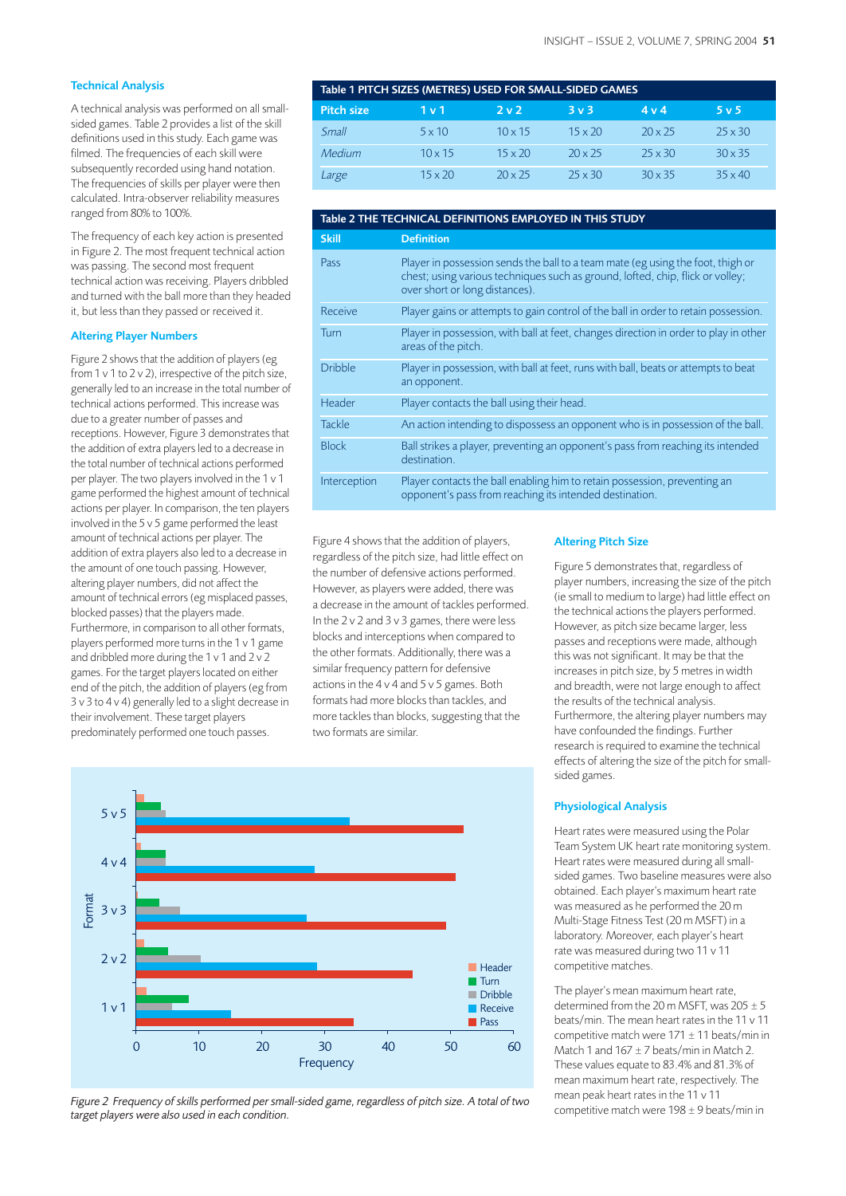### Technical Analysis

A technical analysis was performed on all small-sided games. Table 2 provides a list of the skill definitions used in this study. Each game was filmed. The frequencies of each skill were subsequently recorded using hand notation. The frequencies of skills per player were then calculated. Intra-observer reliability measures ranged from 80% to 100%.

The frequency of each key action is presented in Figure 2. The most frequent technical action was passing. The second most frequent technical action was receiving. Players dribbled and turned with the ball more than they headed it, but less than they passed or received it.

### Altering Player Numbers

Figure 2 shows that the addition of players (eg from 1 v 1 to 2 v 2), irrespective of the pitch size, generally led to an increase in the total number of technical actions performed. This increase was due to a greater number of passes and receptions. However, Figure 3 demonstrates that the addition of extra players led to a decrease in the total number of technical actions performed per player. The two players involved in the 1 v 1 game performed the highest amount of technical actions per player. In comparison, the ten players involved in the 5 v 5 game performed the least amount of technical actions per player. The addition of extra players also led to a decrease in the amount of one touch passing. However, altering player numbers, did not affect the amount of technical errors (eg misplaced passes, blocked passes) that the players made. Furthermore, in comparison to all other formats, players performed more turns in the 1 v 1 game and dribbled more during the 1 v 1 and 2 v 2 games. For the target players located on either end of the pitch, the addition of players (eg from 3 v 3 to 4 v 4) generally led to a slight decrease in their involvement. These target players predominately performed one touch passes.

**Table 1 PITCH SIZES (METRES) USED FOR SMALL-SIDED GAMES**

| Pitch size | 1 v 1 | 2 v 2 | 3 v 3 | 4 v 4 | 5 v 5 |
|---|---|---|---|---|---|
| *Small* | 5 x 10 | 10 x 15 | 15 x 20 | 20 x 25 | 25 x 30 |
| *Medium* | 10 x 15 | 15 x 20 | 20 x 25 | 25 x 30 | 30 x 35 |
| *Large* | 15 x 20 | 20 x 25 | 25 x 30 | 30 x 35 | 35 x 40 |

**Table 2 THE TECHNICAL DEFINITIONS EMPLOYED IN THIS STUDY**

| Skill | Definition |
|---|---|
| Pass | Player in possession sends the ball to a team mate (eg using the foot, thigh or chest; using various techniques such as ground, lofted, chip, flick or volley; over short or long distances). |
| Receive | Player gains or attempts to gain control of the ball in order to retain possession. |
| Turn | Player in possession, with ball at feet, changes direction in order to play in other areas of the pitch. |
| Dribble | Player in possession, with ball at feet, runs with ball, beats or attempts to beat an opponent. |
| Header | Player contacts the ball using their head. |
| Tackle | An action intending to dispossess an opponent who is in possession of the ball. |
| Block | Ball strikes a player, preventing an opponent's pass from reaching its intended destination. |
| Interception | Player contacts the ball enabling him to retain possession, preventing an opponent's pass from reaching its intended destination. |

Figure 4 shows that the addition of players, regardless of the pitch size, had little effect on the number of defensive actions performed. However, as players were added, there was a decrease in the amount of tackles performed. In the 2 v 2 and 3 v 3 games, there were less blocks and interceptions when compared to the other formats. Additionally, there was a similar frequency pattern for defensive actions in the 4 v 4 and 5 v 5 games. Both formats had more blocks than tackles, and more tackles than blocks, suggesting that the two formats are similar.

Figure 2 Frequency of skills performed per small-sided game, regardless of pitch size. A total of two target players were also used in each condition.

### Altering Pitch Size

Figure 5 demonstrates that, regardless of player numbers, increasing the size of the pitch (ie small to medium to large) had little effect on the technical actions the players performed. However, as pitch size became larger, less passes and receptions were made, although this was not significant. It may be that the increases in pitch size, by 5 metres in width and breadth, were not large enough to affect the results of the technical analysis. Furthermore, the altering player numbers may have confounded the findings. Further research is required to examine the technical effects of altering the size of the pitch for small-sided games.

### Physiological Analysis

Heart rates were measured using the Polar Team System UK heart rate monitoring system. Heart rates were measured during all small-sided games. Two baseline measures were also obtained. Each player's maximum heart rate was measured as he performed the 20 m Multi-Stage Fitness Test (20 m MSFT) in a laboratory. Moreover, each player's heart rate was measured during two 11 v 11 competitive matches.

The player's mean maximum heart rate, determined from the 20 m MSFT, was 205 ± 5 beats/min. The mean heart rates in the 11 v 11 competitive match were 171 ± 11 beats/min in Match 1 and 167 ± 7 beats/min in Match 2. These values equate to 83.4% and 81.3% of mean maximum heart rate, respectively. The mean peak heart rates in the 11 v 11 competitive match were 198 ± 9 beats/min in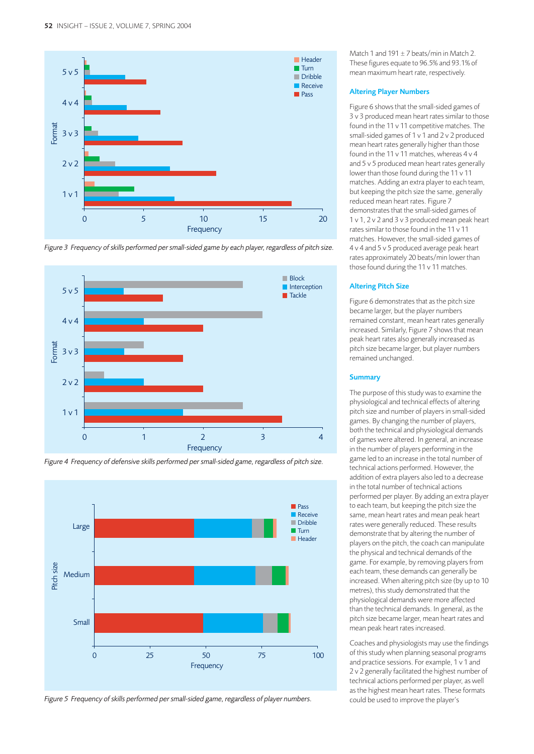*Figure 3 Frequency of skills performed per small-sided game by each player, regardless of pitch size.*

*Figure 4 Frequency of defensive skills performed per small-sided game, regardless of pitch size.*

*Figure 5 Frequency of skills performed per small-sided game, regardless of player numbers.*

Match 1 and 191 ± 7 beats/min in Match 2. These figures equate to 96.5% and 93.1% of mean maximum heart rate, respectively.

### Altering Player Numbers

Figure 6 shows that the small-sided games of 3 v 3 produced mean heart rates similar to those found in the 11 v 11 competitive matches. The small-sided games of 1 v 1 and 2 v 2 produced mean heart rates generally higher than those found in the 11 v 11 matches, whereas 4 v 4 and 5 v 5 produced mean heart rates generally lower than those found during the 11 v 11 matches. Adding an extra player to each team, but keeping the pitch size the same, generally reduced mean heart rates. Figure 7 demonstrates that the small-sided games of 1 v 1, 2 v 2 and 3 v 3 produced mean peak heart rates similar to those found in the 11 v 11 matches. However, the small-sided games of 4 v 4 and 5 v 5 produced average peak heart rates approximately 20 beats/min lower than those found during the 11 v 11 matches.

### Altering Pitch Size

Figure 6 demonstrates that as the pitch size became larger, but the player numbers remained constant, mean heart rates generally increased. Similarly, Figure 7 shows that mean peak heart rates also generally increased as pitch size became larger, but player numbers remained unchanged.

### Summary

The purpose of this study was to examine the physiological and technical effects of altering pitch size and number of players in small-sided games. By changing the number of players, both the technical and physiological demands of games were altered. In general, an increase in the number of players performing in the game led to an increase in the total number of technical actions performed. However, the addition of extra players also led to a decrease in the total number of technical actions performed per player. By adding an extra player to each team, but keeping the pitch size the same, mean heart rates and mean peak heart rates were generally reduced. These results demonstrate that by altering the number of players on the pitch, the coach can manipulate the physical and technical demands of the game. For example, by removing players from each team, these demands can generally be increased. When altering pitch size (by up to 10 metres), this study demonstrated that the physiological demands were more affected than the technical demands. In general, as the pitch size became larger, mean heart rates and mean peak heart rates increased.

Coaches and physiologists may use the findings of this study when planning seasonal programs and practice sessions. For example, 1 v 1 and 2 v 2 generally facilitated the highest number of technical actions performed per player, as well as the highest mean heart rates. These formats could be used to improve the player's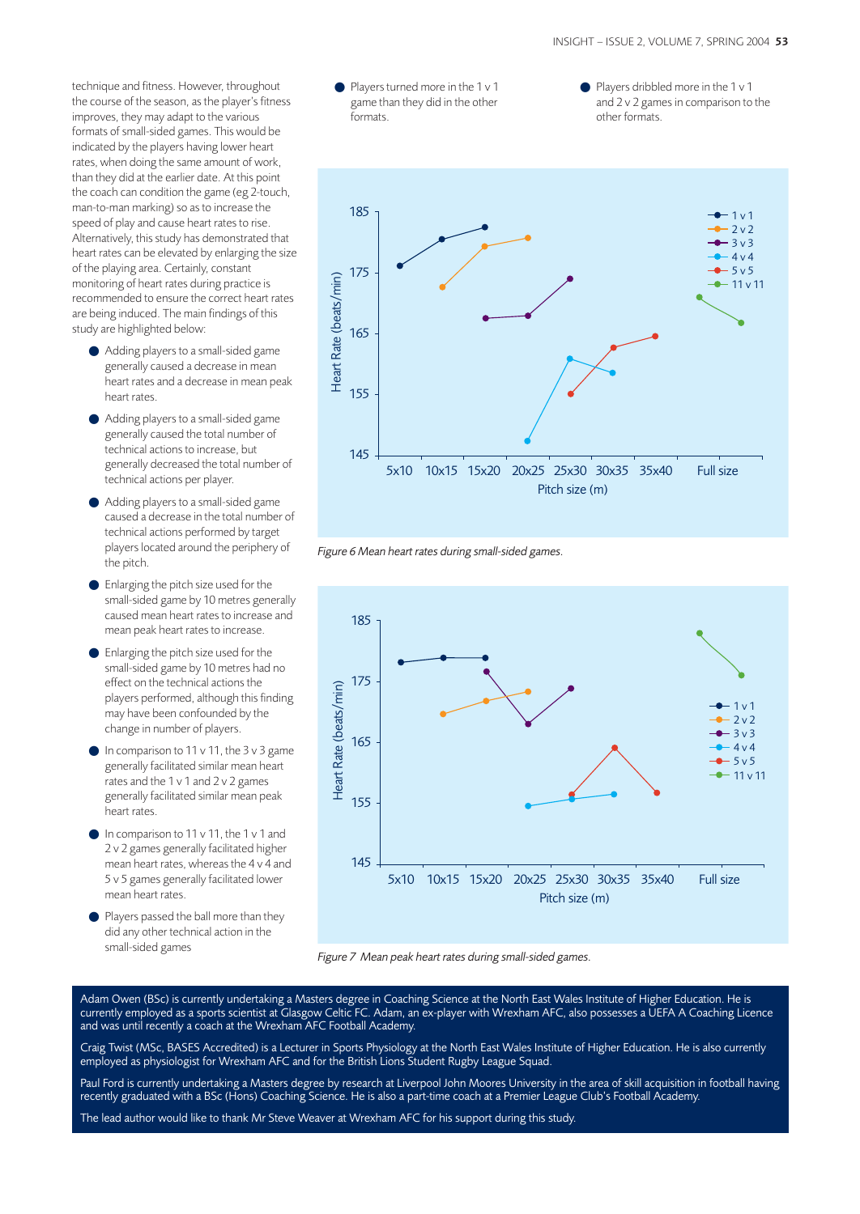technique and fitness. However, throughout the course of the season, as the player's fitness improves, they may adapt to the various formats of small-sided games. This would be indicated by the players having lower heart rates, when doing the same amount of work, than they did at the earlier date. At this point the coach can condition the game (eg 2-touch, man-to-man marking) so as to increase the speed of play and cause heart rates to rise. Alternatively, this study has demonstrated that heart rates can be elevated by enlarging the size of the playing area. Certainly, constant monitoring of heart rates during practice is recommended to ensure the correct heart rates are being induced. The main findings of this study are highlighted below:

- Adding players to a small-sided game generally caused a decrease in mean heart rates and a decrease in mean peak heart rates.
- Adding players to a small-sided game generally caused the total number of technical actions to increase, but generally decreased the total number of technical actions per player.
- Adding players to a small-sided game caused a decrease in the total number of technical actions performed by target players located around the periphery of the pitch.
- Enlarging the pitch size used for the small-sided game by 10 metres generally caused mean heart rates to increase and mean peak heart rates to increase.
- Enlarging the pitch size used for the small-sided game by 10 metres had no effect on the technical actions the players performed, although this finding may have been confounded by the change in number of players.
- In comparison to 11 v 11, the 3 v 3 game generally facilitated similar mean heart rates and the 1 v 1 and 2 v 2 games generally facilitated similar mean peak heart rates.
- In comparison to 11 v 11, the 1 v 1 and 2 v 2 games generally facilitated higher mean heart rates, whereas the 4 v 4 and 5 v 5 games generally facilitated lower mean heart rates.
- Players passed the ball more than they did any other technical action in the small-sided games
- Players turned more in the 1 v 1 game than they did in the other formats.
- Players dribbled more in the 1 v 1 and 2 v 2 games in comparison to the other formats.

Heart Rate (beats/min)
185
175
165
155
145
5x10 10x15 15x20 20x25 25x30 30x35 35x40 Full size
Pitch size (m)
1 v 1
2 v 2
3 v 3
4 v 4
5 v 5
11 v 11

*Figure 6 Mean heart rates during small-sided games.*

Heart Rate (beats/min)
185
175
165
155
145
5x10 10x15 15x20 20x25 25x30 30x35 35x40 Full size
Pitch size (m)
1 v 1
2 v 2
3 v 3
4 v 4
5 v 5
11 v 11

*Figure 7 Mean peak heart rates during small-sided games.*

Adam Owen (BSc) is currently undertaking a Masters degree in Coaching Science at the North East Wales Institute of Higher Education. He is currently employed as a sports scientist at Glasgow Celtic FC. Adam, an ex-player with Wrexham AFC, also possesses a UEFA A Coaching Licence and was until recently a coach at the Wrexham AFC Football Academy.

Craig Twist (MSc, BASES Accredited) is a Lecturer in Sports Physiology at the North East Wales Institute of Higher Education. He is also currently employed as physiologist for Wrexham AFC and for the British Lions Student Rugby League Squad.

Paul Ford is currently undertaking a Masters degree by research at Liverpool John Moores University in the area of skill acquisition in football having recently graduated with a BSc (Hons) Coaching Science. He is also a part-time coach at a Premier League Club's Football Academy.

The lead author would like to thank Mr Steve Weaver at Wrexham AFC for his support during this study.